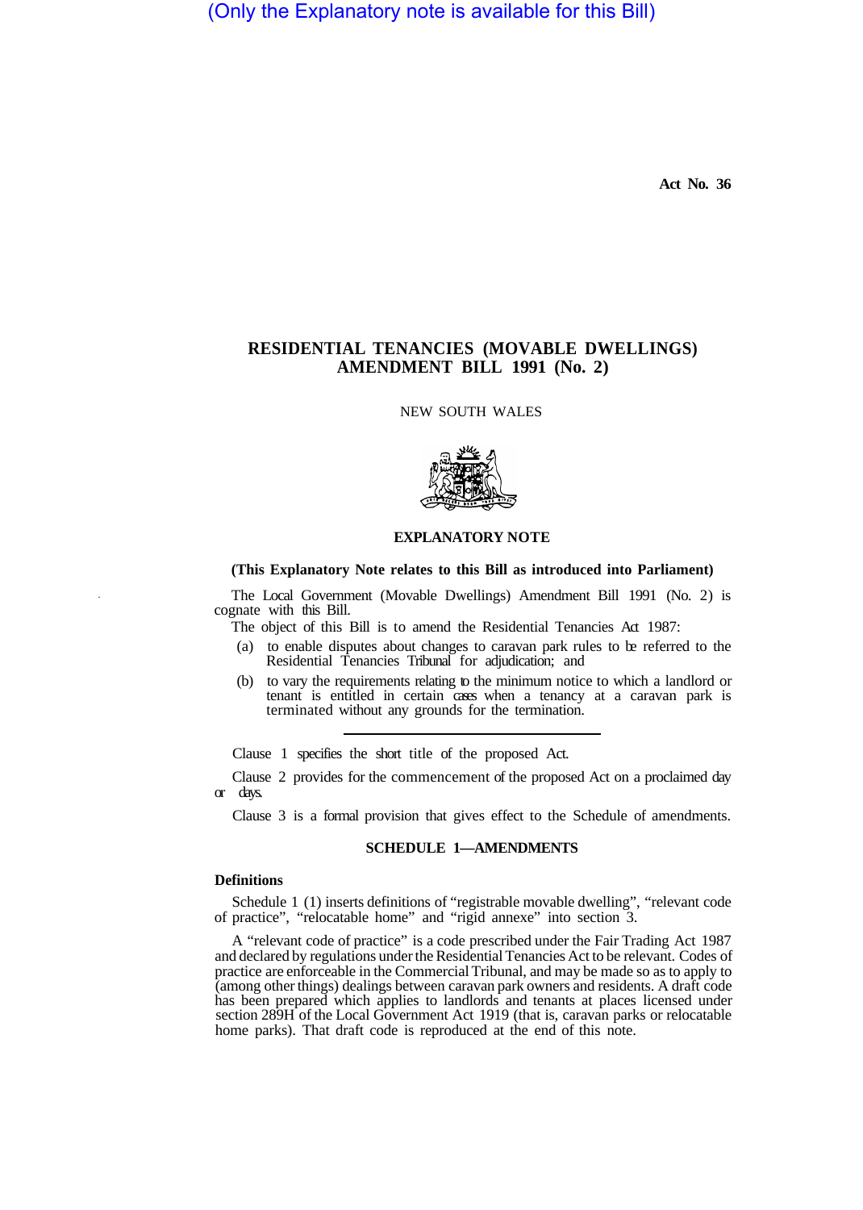(Only the Explanatory note is available for this Bill)

**Act No. 36**

# RESIDENTIAL TENANCIES (MOVABLE DWELLINGS) AMENDMENT BILL 1991 (No. 2)

NEW SOUTH WALES

## EXPLANATORY NOTE

**(This Explanatory Note relates to this Bill as introduced into Parliament)**

The Local Government (Movable Dwellings) Amendment Bill 1991 (No. 2) is cognate with this Bill.

The object of this Bill is to amend the Residential Tenancies Act 1987:

(a) to enable disputes about changes to caravan park rules to be referred to the Residential Tenancies Tribunal for adjudication; and

(b) to vary the requirements relating to the minimum notice to which a landlord or tenant is entitled in certain cases when a tenancy at a caravan park is terminated without any grounds for the termination.

---

Clause 1 specifies the short title of the proposed Act.

Clause 2 provides for the commencement of the proposed Act on a proclaimed day or days.

Clause 3 is a formal provision that gives effect to the Schedule of amendments.

### SCHEDULE 1—AMENDMENTS

**Definitions**

Schedule 1 (1) inserts definitions of "registrable movable dwelling", "relevant code of practice", "relocatable home" and "rigid annexe" into section 3.

A "relevant code of practice" is a code prescribed under the Fair Trading Act 1987 and declared by regulations under the Residential Tenancies Act to be relevant. Codes of practice are enforceable in the Commercial Tribunal, and may be made so as to apply to (among other things) dealings between caravan park owners and residents. A draft code has been prepared which applies to landlords and tenants at places licensed under section 289H of the Local Government Act 1919 (that is, caravan parks or relocatable home parks). That draft code is reproduced at the end of this note.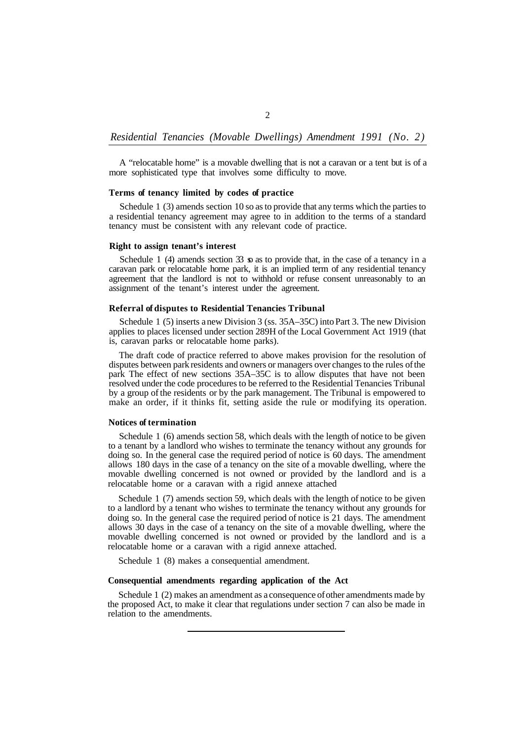A "relocatable home" is a movable dwelling that is not a caravan or a tent but is of a more sophisticated type that involves some difficulty to move.

**Terms of tenancy limited by codes of practice**

Schedule 1 (3) amends section 10 so as to provide that any terms which the parties to a residential tenancy agreement may agree to in addition to the terms of a standard tenancy must be consistent with any relevant code of practice.

**Right to assign tenant's interest**

Schedule 1 (4) amends section 33 so as to provide that, in the case of a tenancy in a caravan park or relocatable home park, it is an implied term of any residential tenancy agreement that the landlord is not to withhold or refuse consent unreasonably to an assignment of the tenant's interest under the agreement.

**Referral of disputes to Residential Tenancies Tribunal**

Schedule 1 (5) inserts a new Division 3 (ss. 35A–35C) into Part 3. The new Division applies to places licensed under section 289H of the Local Government Act 1919 (that is, caravan parks or relocatable home parks).

The draft code of practice referred to above makes provision for the resolution of disputes between park residents and owners or managers over changes to the rules of the park The effect of new sections 35A–35C is to allow disputes that have not been resolved under the code procedures to be referred to the Residential Tenancies Tribunal by a group of the residents or by the park management. The Tribunal is empowered to make an order, if it thinks fit, setting aside the rule or modifying its operation.

**Notices of termination**

Schedule 1 (6) amends section 58, which deals with the length of notice to be given to a tenant by a landlord who wishes to terminate the tenancy without any grounds for doing so. In the general case the required period of notice is 60 days. The amendment allows 180 days in the case of a tenancy on the site of a movable dwelling, where the movable dwelling concerned is not owned or provided by the landlord and is a relocatable home or a caravan with a rigid annexe attached

Schedule 1 (7) amends section 59, which deals with the length of notice to be given to a landlord by a tenant who wishes to terminate the tenancy without any grounds for doing so. In the general case the required period of notice is 21 days. The amendment allows 30 days in the case of a tenancy on the site of a movable dwelling, where the movable dwelling concerned is not owned or provided by the landlord and is a relocatable home or a caravan with a rigid annexe attached.

Schedule 1 (8) makes a consequential amendment.

**Consequential amendments regarding application of the Act**

Schedule 1 (2) makes an amendment as a consequence of other amendments made by the proposed Act, to make it clear that regulations under section 7 can also be made in relation to the amendments.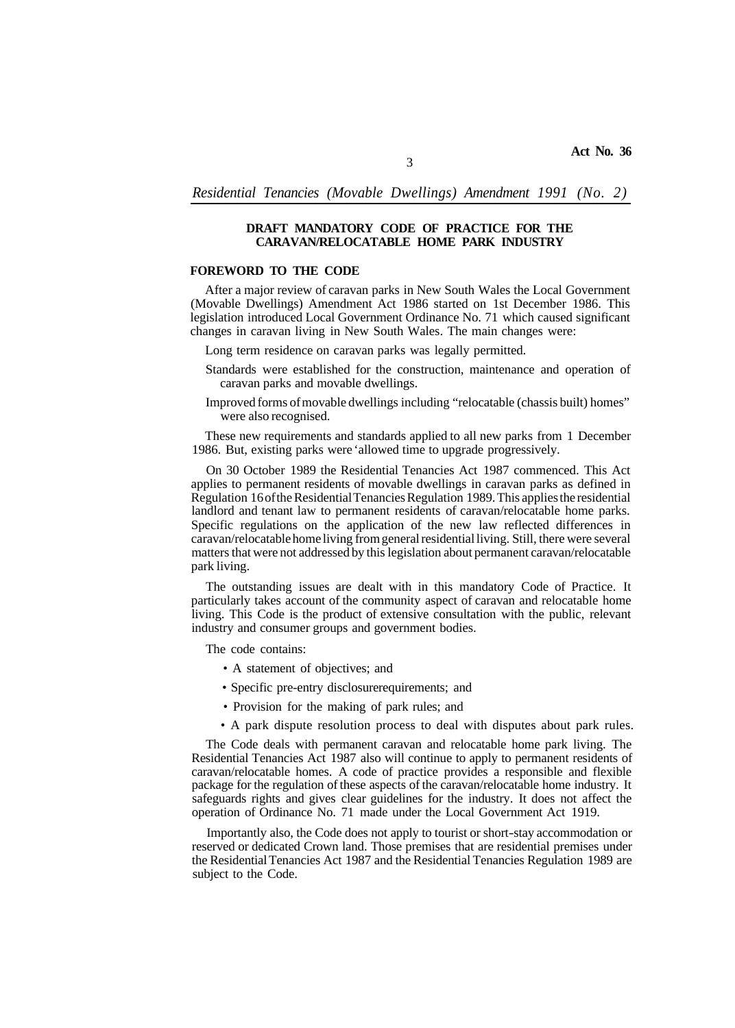## DRAFT MANDATORY CODE OF PRACTICE FOR THE CARAVAN/RELOCATABLE HOME PARK INDUSTRY

### FOREWORD TO THE CODE

After a major review of caravan parks in New South Wales the Local Government (Movable Dwellings) Amendment Act 1986 started on 1st December 1986. This legislation introduced Local Government Ordinance No. 71 which caused significant changes in caravan living in New South Wales. The main changes were:

Long term residence on caravan parks was legally permitted.

Standards were established for the construction, maintenance and operation of caravan parks and movable dwellings.

Improved forms of movable dwellings including "relocatable (chassis built) homes" were also recognised.

These new requirements and standards applied to all new parks from 1 December 1986. But, existing parks were 'allowed time to upgrade progressively.

On 30 October 1989 the Residential Tenancies Act 1987 commenced. This Act applies to permanent residents of movable dwellings in caravan parks as defined in Regulation 16 of the Residential Tenancies Regulation 1989. This applies the residential landlord and tenant law to permanent residents of caravan/relocatable home parks. Specific regulations on the application of the new law reflected differences in caravan/relocatable home living from general residential living. Still, there were several matters that were not addressed by this legislation about permanent caravan/relocatable park living.

The outstanding issues are dealt with in this mandatory Code of Practice. It particularly takes account of the community aspect of caravan and relocatable home living. This Code is the product of extensive consultation with the public, relevant industry and consumer groups and government bodies.

The code contains:

- A statement of objectives; and
- Specific pre-entry disclosurerequirements; and
- Provision for the making of park rules; and
- A park dispute resolution process to deal with disputes about park rules.

The Code deals with permanent caravan and relocatable home park living. The Residential Tenancies Act 1987 also will continue to apply to permanent residents of caravan/relocatable homes. A code of practice provides a responsible and flexible package for the regulation of these aspects of the caravan/relocatable home industry. It safeguards rights and gives clear guidelines for the industry. It does not affect the operation of Ordinance No. 71 made under the Local Government Act 1919.

Importantly also, the Code does not apply to tourist or short-stay accommodation or reserved or dedicated Crown land. Those premises that are residential premises under the Residential Tenancies Act 1987 and the Residential Tenancies Regulation 1989 are subject to the Code.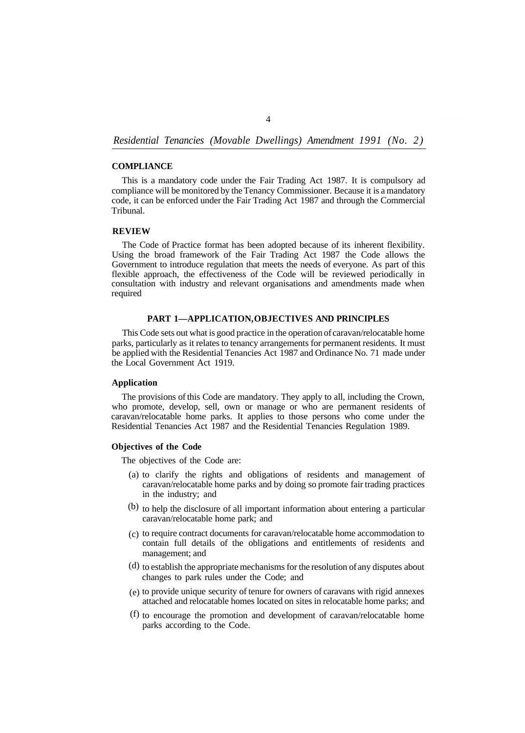**COMPLIANCE**

This is a mandatory code under the Fair Trading Act 1987. It is compulsory ad compliance will be monitored by the Tenancy Commissioner. Because it is a mandatory code, it can be enforced under the Fair Trading Act 1987 and through the Commercial Tribunal.

**REVIEW**

The Code of Practice format has been adopted because of its inherent flexibility. Using the broad framework of the Fair Trading Act 1987 the Code allows the Government to introduce regulation that meets the needs of everyone. As part of this flexible approach, the effectiveness of the Code will be reviewed periodically in consultation with industry and relevant organisations and amendments made when required

## PART 1—APPLICATION, OBJECTIVES AND PRINCIPLES

This Code sets out what is good practice in the operation of caravan/relocatable home parks, particularly as it relates to tenancy arrangements for permanent residents. It must be applied with the Residential Tenancies Act 1987 and Ordinance No. 71 made under the Local Government Act 1919.

**Application**

The provisions of this Code are mandatory. They apply to all, including the Crown, who promote, develop, sell, own or manage or who are permanent residents of caravan/relocatable home parks. It applies to those persons who come under the Residential Tenancies Act 1987 and the Residential Tenancies Regulation 1989.

**Objectives of the Code**

The objectives of the Code are:

(a) to clarify the rights and obligations of residents and management of caravan/relocatable home parks and by doing so promote fair trading practices in the industry; and

(b) to help the disclosure of all important information about entering a particular caravan/relocatable home park; and

(c) to require contract documents for caravan/relocatable home accommodation to contain full details of the obligations and entitlements of residents and management; and

(d) to establish the appropriate mechanisms for the resolution of any disputes about changes to park rules under the Code; and

(e) to provide unique security of tenure for owners of caravans with rigid annexes attached and relocatable homes located on sites in relocatable home parks; and

(f) to encourage the promotion and development of caravan/relocatable home parks according to the Code.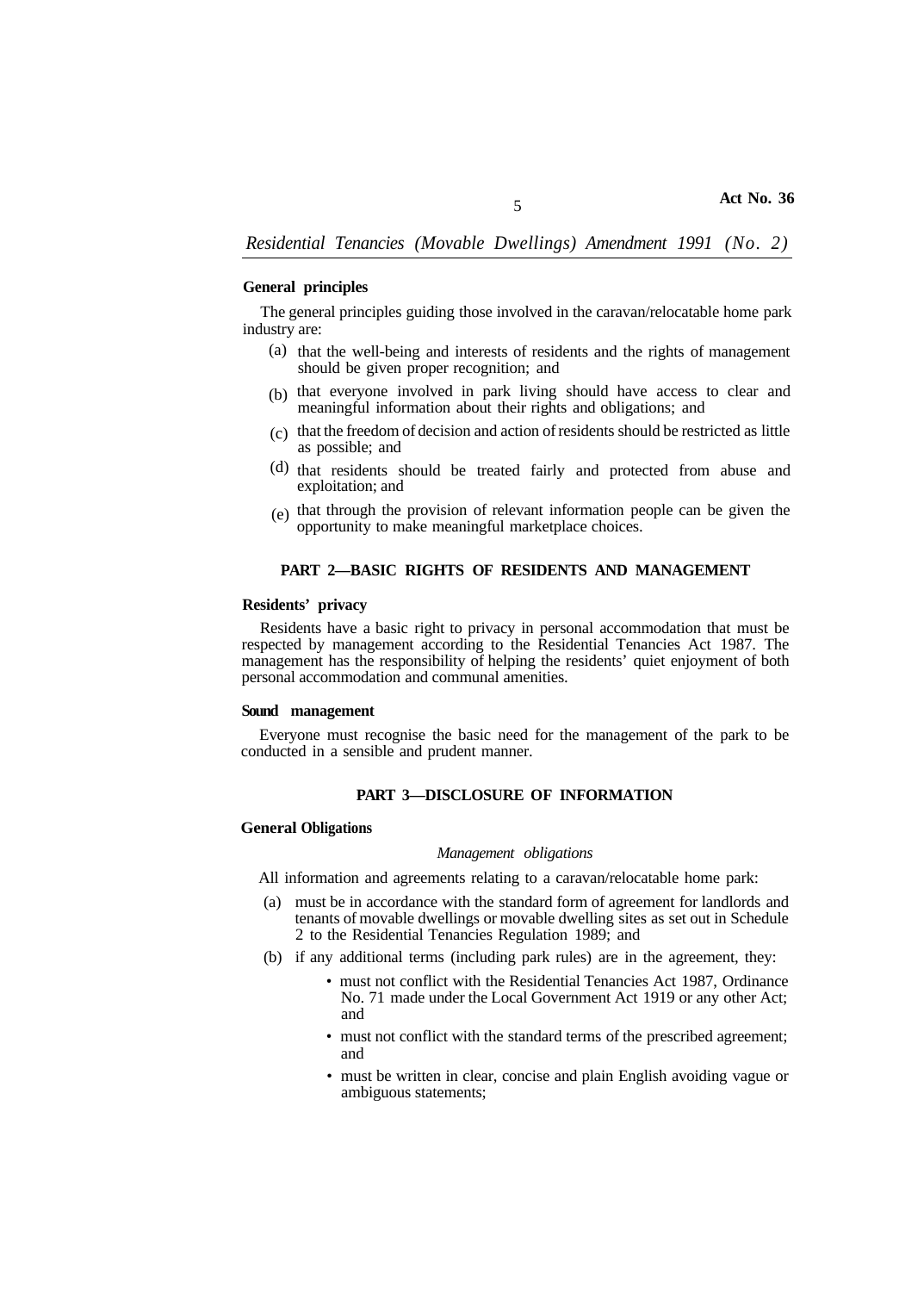**General principles**

The general principles guiding those involved in the caravan/relocatable home park industry are:

(a) that the well-being and interests of residents and the rights of management should be given proper recognition; and

(b) that everyone involved in park living should have access to clear and meaningful information about their rights and obligations; and

(c) that the freedom of decision and action of residents should be restricted as little as possible; and

(d) that residents should be treated fairly and protected from abuse and exploitation; and

(e) that through the provision of relevant information people can be given the opportunity to make meaningful marketplace choices.

## PART 2—BASIC RIGHTS OF RESIDENTS AND MANAGEMENT

**Residents' privacy**

Residents have a basic right to privacy in personal accommodation that must be respected by management according to the Residential Tenancies Act 1987. The management has the responsibility of helping the residents' quiet enjoyment of both personal accommodation and communal amenities.

**Sound management**

Everyone must recognise the basic need for the management of the park to be conducted in a sensible and prudent manner.

## PART 3—DISCLOSURE OF INFORMATION

**General Obligations**

*Management obligations*

All information and agreements relating to a caravan/relocatable home park:

(a) must be in accordance with the standard form of agreement for landlords and tenants of movable dwellings or movable dwelling sites as set out in Schedule 2 to the Residential Tenancies Regulation 1989; and

(b) if any additional terms (including park rules) are in the agreement, they:

- must not conflict with the Residential Tenancies Act 1987, Ordinance No. 71 made under the Local Government Act 1919 or any other Act; and
- must not conflict with the standard terms of the prescribed agreement; and
- must be written in clear, concise and plain English avoiding vague or ambiguous statements;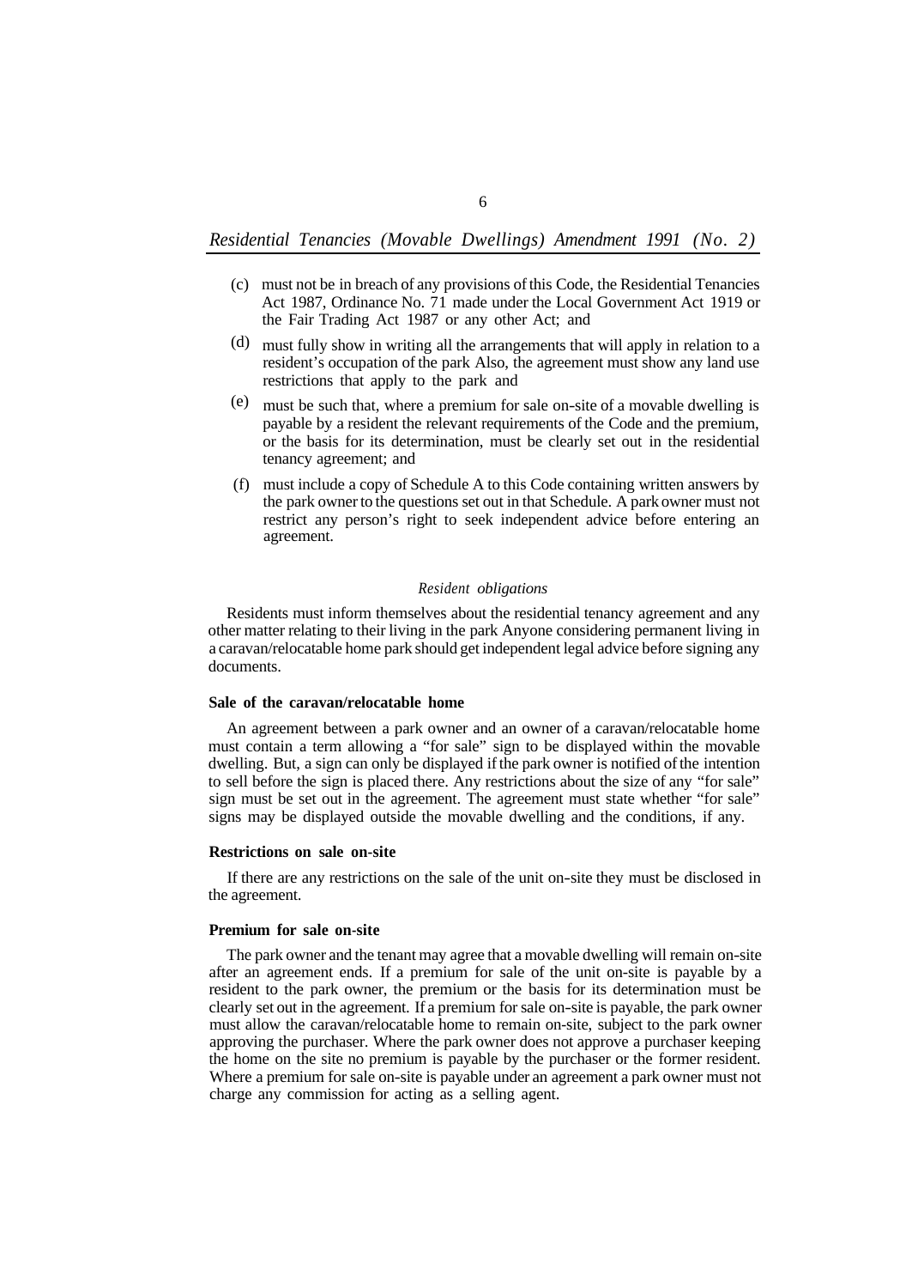(c) must not be in breach of any provisions of this Code, the Residential Tenancies Act 1987, Ordinance No. 71 made under the Local Government Act 1919 or the Fair Trading Act 1987 or any other Act; and

(d) must fully show in writing all the arrangements that will apply in relation to a resident's occupation of the park Also, the agreement must show any land use restrictions that apply to the park and

(e) must be such that, where a premium for sale on-site of a movable dwelling is payable by a resident the relevant requirements of the Code and the premium, or the basis for its determination, must be clearly set out in the residential tenancy agreement; and

(f) must include a copy of Schedule A to this Code containing written answers by the park owner to the questions set out in that Schedule. A park owner must not restrict any person's right to seek independent advice before entering an agreement.

*Resident obligations*

Residents must inform themselves about the residential tenancy agreement and any other matter relating to their living in the park Anyone considering permanent living in a caravan/relocatable home park should get independent legal advice before signing any documents.

**Sale of the caravan/relocatable home**

An agreement between a park owner and an owner of a caravan/relocatable home must contain a term allowing a "for sale" sign to be displayed within the movable dwelling. But, a sign can only be displayed if the park owner is notified of the intention to sell before the sign is placed there. Any restrictions about the size of any "for sale" sign must be set out in the agreement. The agreement must state whether "for sale" signs may be displayed outside the movable dwelling and the conditions, if any.

**Restrictions on sale on-site**

If there are any restrictions on the sale of the unit on-site they must be disclosed in the agreement.

**Premium for sale on-site**

The park owner and the tenant may agree that a movable dwelling will remain on-site after an agreement ends. If a premium for sale of the unit on-site is payable by a resident to the park owner, the premium or the basis for its determination must be clearly set out in the agreement. If a premium for sale on-site is payable, the park owner must allow the caravan/relocatable home to remain on-site, subject to the park owner approving the purchaser. Where the park owner does not approve a purchaser keeping the home on the site no premium is payable by the purchaser or the former resident. Where a premium for sale on-site is payable under an agreement a park owner must not charge any commission for acting as a selling agent.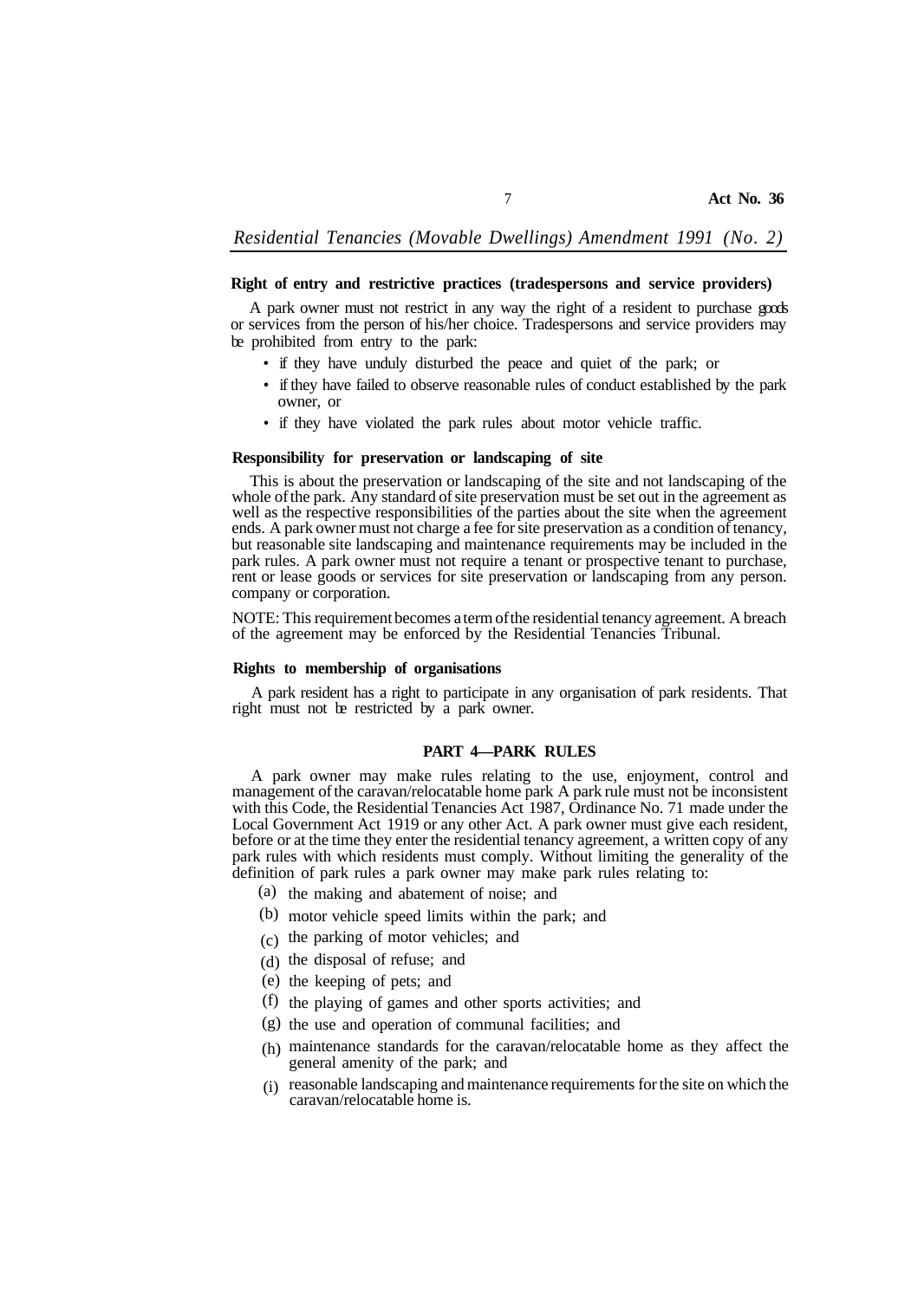**Right of entry and restrictive practices (tradespersons and service providers)**

A park owner must not restrict in any way the right of a resident to purchase goods or services from the person of his/her choice. Tradespersons and service providers may be prohibited from entry to the park:

- if they have unduly disturbed the peace and quiet of the park; or
- if they have failed to observe reasonable rules of conduct established by the park owner, or
- if they have violated the park rules about motor vehicle traffic.

**Responsibility for preservation or landscaping of site**

This is about the preservation or landscaping of the site and not landscaping of the whole of the park. Any standard of site preservation must be set out in the agreement as well as the respective responsibilities of the parties about the site when the agreement ends. A park owner must not charge a fee for site preservation as a condition of tenancy, but reasonable site landscaping and maintenance requirements may be included in the park rules. A park owner must not require a tenant or prospective tenant to purchase, rent or lease goods or services for site preservation or landscaping from any person. company or corporation.

NOTE: This requirement becomes a term of the residential tenancy agreement. A breach of the agreement may be enforced by the Residential Tenancies Tribunal.

**Rights to membership of organisations**

A park resident has a right to participate in any organisation of park residents. That right must not be restricted by a park owner.

## PART 4—PARK RULES

A park owner may make rules relating to the use, enjoyment, control and management of the caravan/relocatable home park A park rule must not be inconsistent with this Code, the Residential Tenancies Act 1987, Ordinance No. 71 made under the Local Government Act 1919 or any other Act. A park owner must give each resident, before or at the time they enter the residential tenancy agreement, a written copy of any park rules with which residents must comply. Without limiting the generality of the definition of park rules a park owner may make park rules relating to:

(a) the making and abatement of noise; and

(b) motor vehicle speed limits within the park; and

(c) the parking of motor vehicles; and

(d) the disposal of refuse; and

(e) the keeping of pets; and

(f) the playing of games and other sports activities; and

(g) the use and operation of communal facilities; and

(h) maintenance standards for the caravan/relocatable home as they affect the general amenity of the park; and

(i) reasonable landscaping and maintenance requirements for the site on which the caravan/relocatable home is.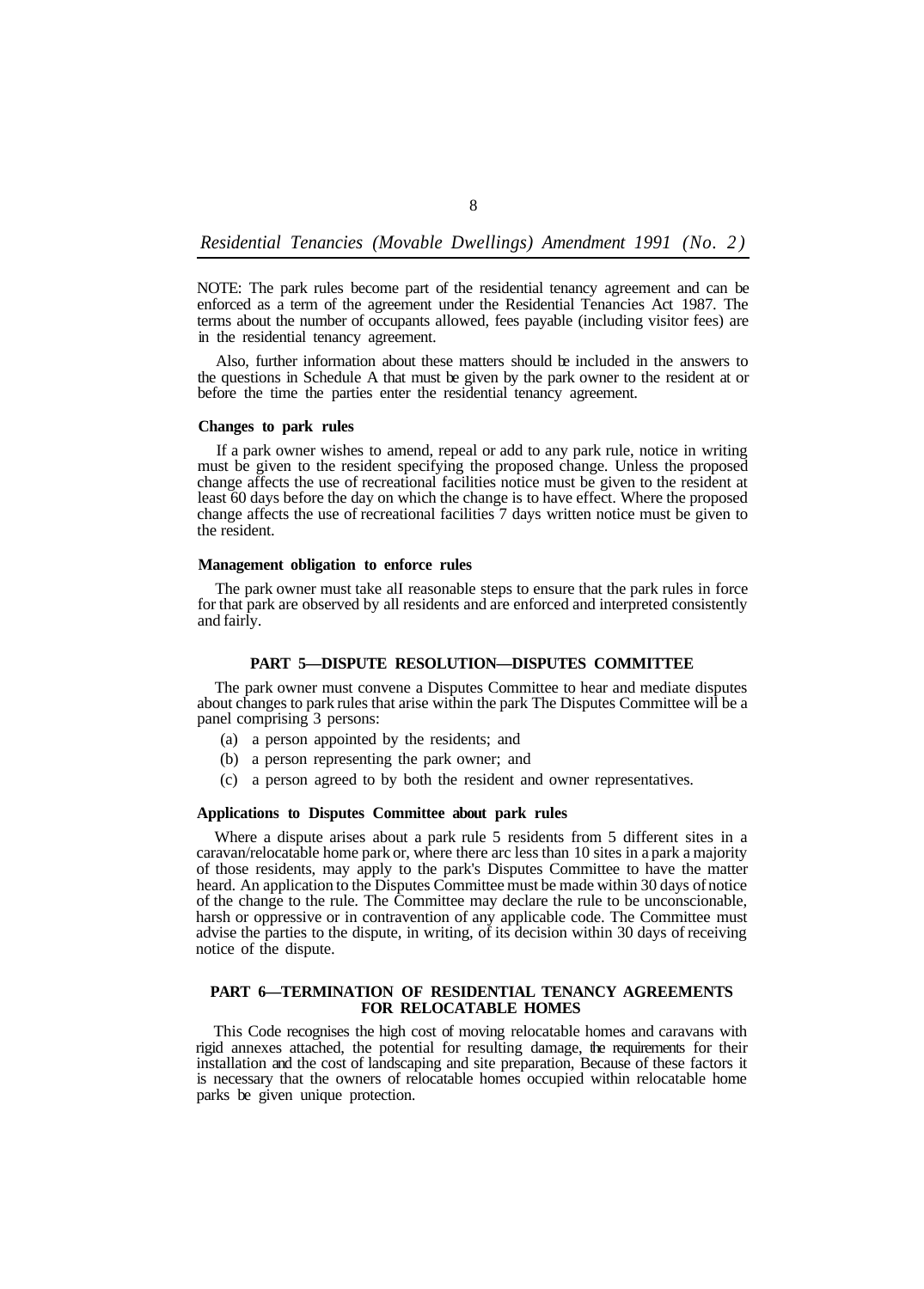NOTE: The park rules become part of the residential tenancy agreement and can be enforced as a term of the agreement under the Residential Tenancies Act 1987. The terms about the number of occupants allowed, fees payable (including visitor fees) are in the residential tenancy agreement.

Also, further information about these matters should be included in the answers to the questions in Schedule A that must be given by the park owner to the resident at or before the time the parties enter the residential tenancy agreement.

**Changes to park rules**

If a park owner wishes to amend, repeal or add to any park rule, notice in writing must be given to the resident specifying the proposed change. Unless the proposed change affects the use of recreational facilities notice must be given to the resident at least 60 days before the day on which the change is to have effect. Where the proposed change affects the use of recreational facilities 7 days written notice must be given to the resident.

**Management obligation to enforce rules**

The park owner must take alI reasonable steps to ensure that the park rules in force for that park are observed by all residents and are enforced and interpreted consistently and fairly.

## PART 5—DISPUTE RESOLUTION—DISPUTES COMMITTEE

The park owner must convene a Disputes Committee to hear and mediate disputes about changes to park rules that arise within the park The Disputes Committee will be a panel comprising 3 persons:

(a) a person appointed by the residents; and
(b) a person representing the park owner; and
(c) a person agreed to by both the resident and owner representatives.

**Applications to Disputes Committee about park rules**

Where a dispute arises about a park rule 5 residents from 5 different sites in a caravan/relocatable home park or, where there arc less than 10 sites in a park a majority of those residents, may apply to the park's Disputes Committee to have the matter heard. An application to the Disputes Committee must be made within 30 days of notice of the change to the rule. The Committee may declare the rule to be unconscionable, harsh or oppressive or in contravention of any applicable code. The Committee must advise the parties to the dispute, in writing, of its decision within 30 days of receiving notice of the dispute.

## PART 6—TERMINATION OF RESIDENTIAL TENANCY AGREEMENTS FOR RELOCATABLE HOMES

This Code recognises the high cost of moving relocatable homes and caravans with rigid annexes attached, the potential for resulting damage, the requirements for their installation and the cost of landscaping and site preparation, Because of these factors it is necessary that the owners of relocatable homes occupied within relocatable home parks be given unique protection.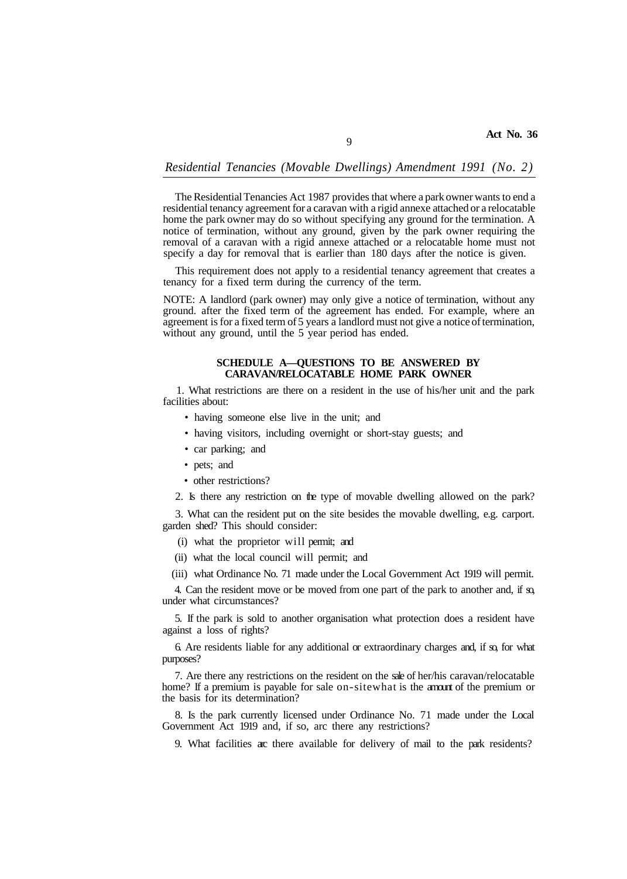The Residential Tenancies Act 1987 provides that where a park owner wants to end a residential tenancy agreement for a caravan with a rigid annexe attached or a relocatable home the park owner may do so without specifying any ground for the termination. A notice of termination, without any ground, given by the park owner requiring the removal of a caravan with a rigid annexe attached or a relocatable home must not specify a day for removal that is earlier than 180 days after the notice is given.

This requirement does not apply to a residential tenancy agreement that creates a tenancy for a fixed term during the currency of the term.

NOTE: A landlord (park owner) may only give a notice of termination, without any ground. after the fixed term of the agreement has ended. For example, where an agreement is for a fixed term of 5 years a landlord must not give a notice of termination, without any ground, until the 5 year period has ended.

### SCHEDULE A—QUESTIONS TO BE ANSWERED BY CARAVAN/RELOCATABLE HOME PARK OWNER

1. What restrictions are there on a resident in the use of his/her unit and the park facilities about:

- having someone else live in the unit; and
- having visitors, including overnight or short-stay guests; and
- car parking; and
- pets; and
- other restrictions?

2. Is there any restriction on the type of movable dwelling allowed on the park?

3. What can the resident put on the site besides the movable dwelling, e.g. carport. garden shed? This should consider:

(i) what the proprietor will permit; and

(ii) what the local council will permit; and

(iii) what Ordinance No. 71 made under the Local Government Act 1919 will permit.

4. Can the resident move or be moved from one part of the park to another and, if so, under what circumstances?

5. If the park is sold to another organisation what protection does a resident have against a loss of rights?

6. Are residents liable for any additional or extraordinary charges and, if so, for what purposes?

7. Are there any restrictions on the resident on the sale of her/his caravan/relocatable home? If a premium is payable for sale on-site what is the amount of the premium or the basis for its determination?

8. Is the park currently licensed under Ordinance No. 71 made under the Local Government Act 1919 and, if so, arc there any restrictions?

9. What facilities arc there available for delivery of mail to the park residents?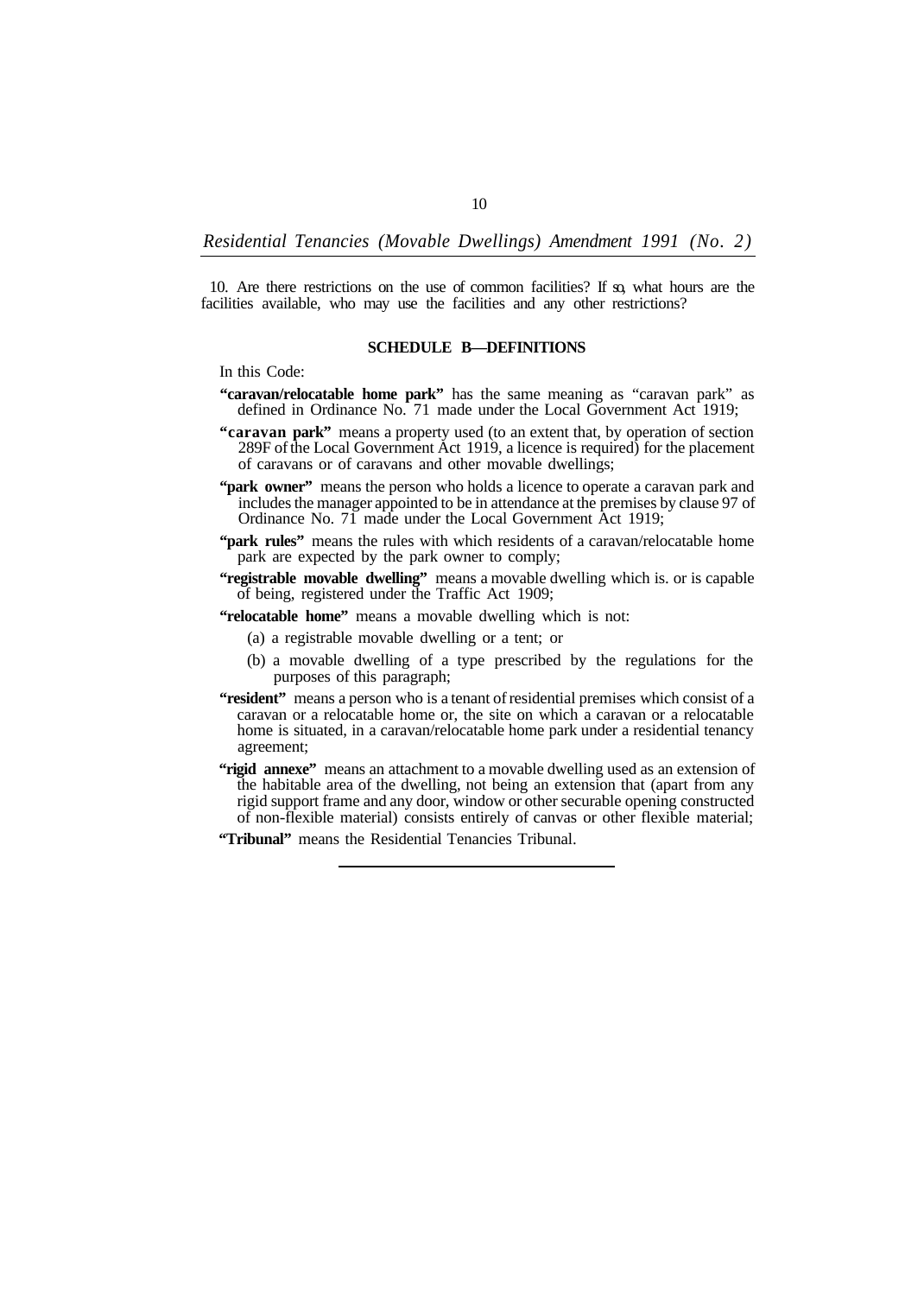10. Are there restrictions on the use of common facilities? If so, what hours are the facilities available, who may use the facilities and any other restrictions?

## SCHEDULE B—DEFINITIONS

In this Code:

**"caravan/relocatable home park"** has the same meaning as "caravan park" as defined in Ordinance No. 71 made under the Local Government Act 1919;

**"caravan park"** means a property used (to an extent that, by operation of section 289F of the Local Government Act 1919, a licence is required) for the placement of caravans or of caravans and other movable dwellings;

**"park owner"** means the person who holds a licence to operate a caravan park and includes the manager appointed to be in attendance at the premises by clause 97 of Ordinance No. 71 made under the Local Government Act 1919;

**"park rules"** means the rules with which residents of a caravan/relocatable home park are expected by the park owner to comply;

**"registrable movable dwelling"** means a movable dwelling which is. or is capable of being, registered under the Traffic Act 1909;

**"relocatable home"** means a movable dwelling which is not:

(a) a registrable movable dwelling or a tent; or

(b) a movable dwelling of a type prescribed by the regulations for the purposes of this paragraph;

**"resident"** means a person who is a tenant of residential premises which consist of a caravan or a relocatable home or, the site on which a caravan or a relocatable home is situated, in a caravan/relocatable home park under a residential tenancy agreement;

**"rigid annexe"** means an attachment to a movable dwelling used as an extension of the habitable area of the dwelling, not being an extension that (apart from any rigid support frame and any door, window or other securable opening constructed of non-flexible material) consists entirely of canvas or other flexible material;

**"Tribunal"** means the Residential Tenancies Tribunal.